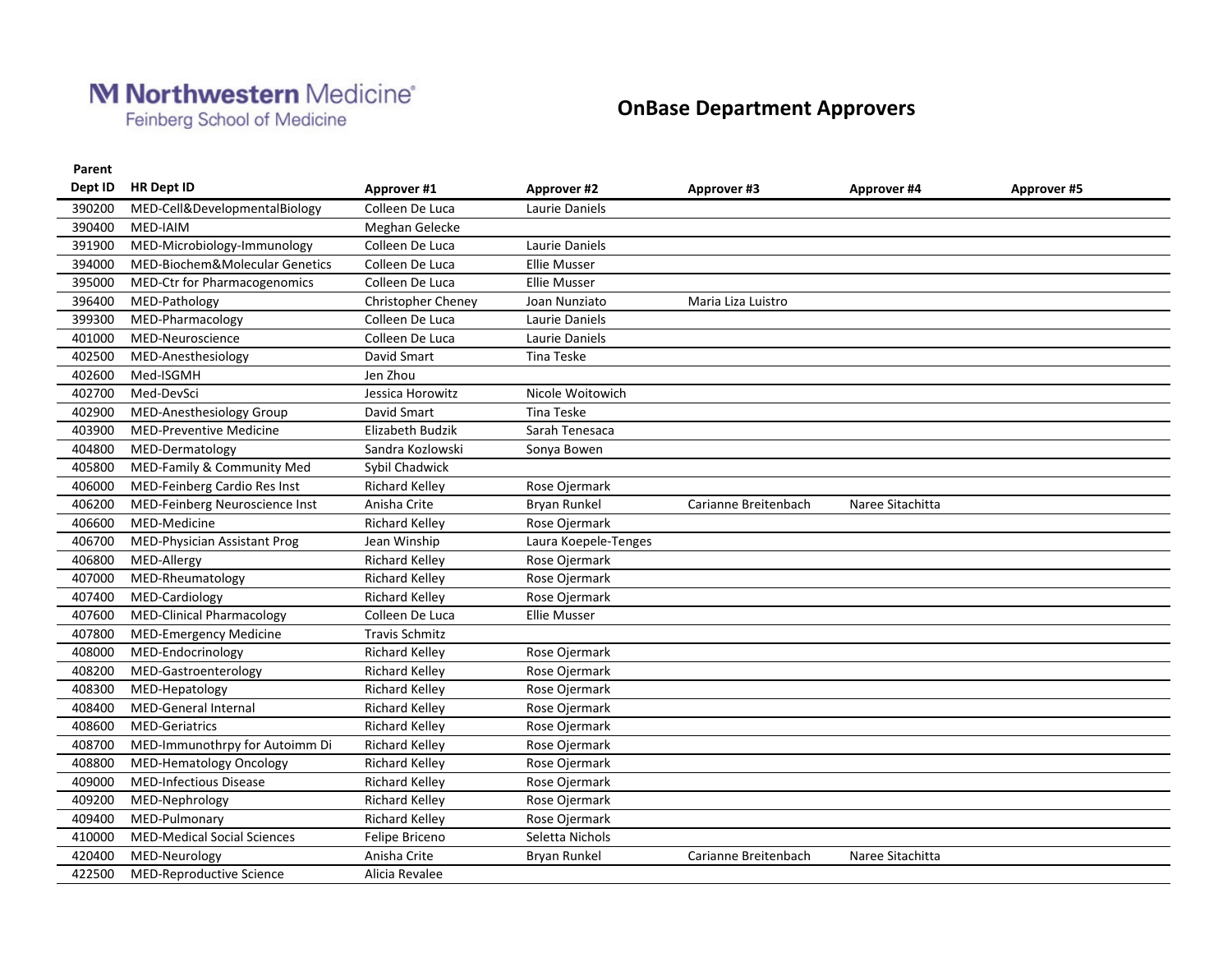Northwestern Medicine
Feinberg School of Medicine

# OnBase Department Approvers

| Parent Dept ID | HR Dept ID | Approver #1 | Approver #2 | Approver #3 | Approver #4 | Approver #5 |
|---|---|---|---|---|---|---|
| 390200 | MED-Cell&DevelopmentalBiology | Colleen De Luca | Laurie Daniels | | | |
| 390400 | MED-IAIM | Meghan Gelecke | | | | |
| 391900 | MED-Microbiology-Immunology | Colleen De Luca | Laurie Daniels | | | |
| 394000 | MED-Biochem&Molecular Genetics | Colleen De Luca | Ellie Musser | | | |
| 395000 | MED-Ctr for Pharmacogenomics | Colleen De Luca | Ellie Musser | | | |
| 396400 | MED-Pathology | Christopher Cheney | Joan Nunziato | Maria Liza Luistro | | |
| 399300 | MED-Pharmacology | Colleen De Luca | Laurie Daniels | | | |
| 401000 | MED-Neuroscience | Colleen De Luca | Laurie Daniels | | | |
| 402500 | MED-Anesthesiology | David Smart | Tina Teske | | | |
| 402600 | Med-ISGMH | Jen Zhou | | | | |
| 402700 | Med-DevSci | Jessica Horowitz | Nicole Woitowich | | | |
| 402900 | MED-Anesthesiology Group | David Smart | Tina Teske | | | |
| 403900 | MED-Preventive Medicine | Elizabeth Budzik | Sarah Tenesaca | | | |
| 404800 | MED-Dermatology | Sandra Kozlowski | Sonya Bowen | | | |
| 405800 | MED-Family & Community Med | Sybil Chadwick | | | | |
| 406000 | MED-Feinberg Cardio Res Inst | Richard Kelley | Rose Ojermark | | | |
| 406200 | MED-Feinberg Neuroscience Inst | Anisha Crite | Bryan Runkel | Carianne Breitenbach | Naree Sitachitta | |
| 406600 | MED-Medicine | Richard Kelley | Rose Ojermark | | | |
| 406700 | MED-Physician Assistant Prog | Jean Winship | Laura Koepele-Tenges | | | |
| 406800 | MED-Allergy | Richard Kelley | Rose Ojermark | | | |
| 407000 | MED-Rheumatology | Richard Kelley | Rose Ojermark | | | |
| 407400 | MED-Cardiology | Richard Kelley | Rose Ojermark | | | |
| 407600 | MED-Clinical Pharmacology | Colleen De Luca | Ellie Musser | | | |
| 407800 | MED-Emergency Medicine | Travis Schmitz | | | | |
| 408000 | MED-Endocrinology | Richard Kelley | Rose Ojermark | | | |
| 408200 | MED-Gastroenterology | Richard Kelley | Rose Ojermark | | | |
| 408300 | MED-Hepatology | Richard Kelley | Rose Ojermark | | | |
| 408400 | MED-General Internal | Richard Kelley | Rose Ojermark | | | |
| 408600 | MED-Geriatrics | Richard Kelley | Rose Ojermark | | | |
| 408700 | MED-Immunothrpy for Autoimm Di | Richard Kelley | Rose Ojermark | | | |
| 408800 | MED-Hematology Oncology | Richard Kelley | Rose Ojermark | | | |
| 409000 | MED-Infectious Disease | Richard Kelley | Rose Ojermark | | | |
| 409200 | MED-Nephrology | Richard Kelley | Rose Ojermark | | | |
| 409400 | MED-Pulmonary | Richard Kelley | Rose Ojermark | | | |
| 410000 | MED-Medical Social Sciences | Felipe Briceno | Seletta Nichols | | | |
| 420400 | MED-Neurology | Anisha Crite | Bryan Runkel | Carianne Breitenbach | Naree Sitachitta | |
| 422500 | MED-Reproductive Science | Alicia Revalee | | | | |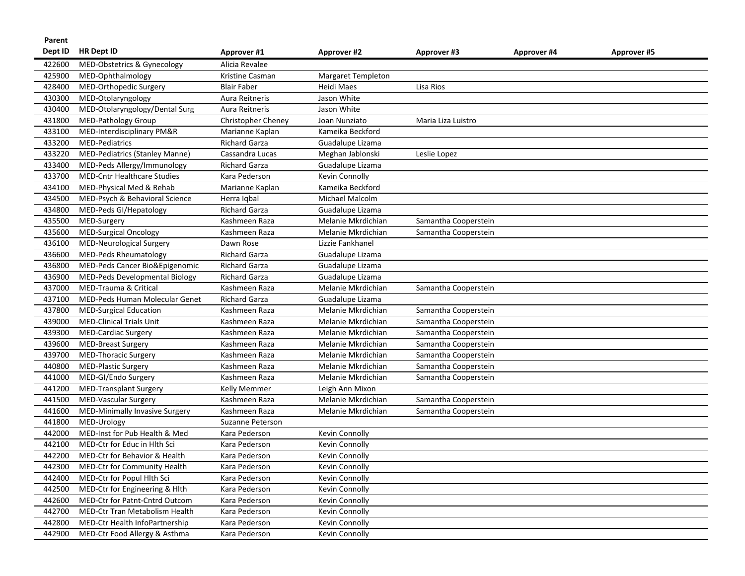| Parent Dept ID | HR Dept ID | Approver #1 | Approver #2 | Approver #3 | Approver #4 | Approver #5 |
|---|---|---|---|---|---|---|
| 422600 | MED-Obstetrics & Gynecology | Alicia Revalee | | | | |
| 425900 | MED-Ophthalmology | Kristine Casman | Margaret Templeton | | | |
| 428400 | MED-Orthopedic Surgery | Blair Faber | Heidi Maes | Lisa Rios | | |
| 430300 | MED-Otolaryngology | Aura Reitneris | Jason White | | | |
| 430400 | MED-Otolaryngology/Dental Surg | Aura Reitneris | Jason White | | | |
| 431800 | MED-Pathology Group | Christopher Cheney | Joan Nunziato | Maria Liza Luistro | | |
| 433100 | MED-Interdisciplinary PM&R | Marianne Kaplan | Kameika Beckford | | | |
| 433200 | MED-Pediatrics | Richard Garza | Guadalupe Lizama | | | |
| 433220 | MED-Pediatrics (Stanley Manne) | Cassandra Lucas | Meghan Jablonski | Leslie Lopez | | |
| 433400 | MED-Peds Allergy/Immunology | Richard Garza | Guadalupe Lizama | | | |
| 433700 | MED-Cntr Healthcare Studies | Kara Pederson | Kevin Connolly | | | |
| 434100 | MED-Physical Med & Rehab | Marianne Kaplan | Kameika Beckford | | | |
| 434500 | MED-Psych & Behavioral Science | Herra Iqbal | Michael Malcolm | | | |
| 434800 | MED-Peds GI/Hepatology | Richard Garza | Guadalupe Lizama | | | |
| 435500 | MED-Surgery | Kashmeen Raza | Melanie Mkrdichian | Samantha Cooperstein | | |
| 435600 | MED-Surgical Oncology | Kashmeen Raza | Melanie Mkrdichian | Samantha Cooperstein | | |
| 436100 | MED-Neurological Surgery | Dawn Rose | Lizzie Fankhanel | | | |
| 436600 | MED-Peds Rheumatology | Richard Garza | Guadalupe Lizama | | | |
| 436800 | MED-Peds Cancer Bio&Epigenomic | Richard Garza | Guadalupe Lizama | | | |
| 436900 | MED-Peds Developmental Biology | Richard Garza | Guadalupe Lizama | | | |
| 437000 | MED-Trauma & Critical | Kashmeen Raza | Melanie Mkrdichian | Samantha Cooperstein | | |
| 437100 | MED-Peds Human Molecular Genet | Richard Garza | Guadalupe Lizama | | | |
| 437800 | MED-Surgical Education | Kashmeen Raza | Melanie Mkrdichian | Samantha Cooperstein | | |
| 439000 | MED-Clinical Trials Unit | Kashmeen Raza | Melanie Mkrdichian | Samantha Cooperstein | | |
| 439300 | MED-Cardiac Surgery | Kashmeen Raza | Melanie Mkrdichian | Samantha Cooperstein | | |
| 439600 | MED-Breast Surgery | Kashmeen Raza | Melanie Mkrdichian | Samantha Cooperstein | | |
| 439700 | MED-Thoracic Surgery | Kashmeen Raza | Melanie Mkrdichian | Samantha Cooperstein | | |
| 440800 | MED-Plastic Surgery | Kashmeen Raza | Melanie Mkrdichian | Samantha Cooperstein | | |
| 441000 | MED-GI/Endo Surgery | Kashmeen Raza | Melanie Mkrdichian | Samantha Cooperstein | | |
| 441200 | MED-Transplant Surgery | Kelly Memmer | Leigh Ann Mixon | | | |
| 441500 | MED-Vascular Surgery | Kashmeen Raza | Melanie Mkrdichian | Samantha Cooperstein | | |
| 441600 | MED-Minimally Invasive Surgery | Kashmeen Raza | Melanie Mkrdichian | Samantha Cooperstein | | |
| 441800 | MED-Urology | Suzanne Peterson | | | | |
| 442000 | MED-Inst for Pub Health & Med | Kara Pederson | Kevin Connolly | | | |
| 442100 | MED-Ctr for Educ in Hlth Sci | Kara Pederson | Kevin Connolly | | | |
| 442200 | MED-Ctr for Behavior & Health | Kara Pederson | Kevin Connolly | | | |
| 442300 | MED-Ctr for Community Health | Kara Pederson | Kevin Connolly | | | |
| 442400 | MED-Ctr for Popul Hlth Sci | Kara Pederson | Kevin Connolly | | | |
| 442500 | MED-Ctr for Engineering & Hlth | Kara Pederson | Kevin Connolly | | | |
| 442600 | MED-Ctr for Patnt-Cntrd Outcom | Kara Pederson | Kevin Connolly | | | |
| 442700 | MED-Ctr Tran Metabolism Health | Kara Pederson | Kevin Connolly | | | |
| 442800 | MED-Ctr Health InfoPartnership | Kara Pederson | Kevin Connolly | | | |
| 442900 | MED-Ctr Food Allergy & Asthma | Kara Pederson | Kevin Connolly | | | |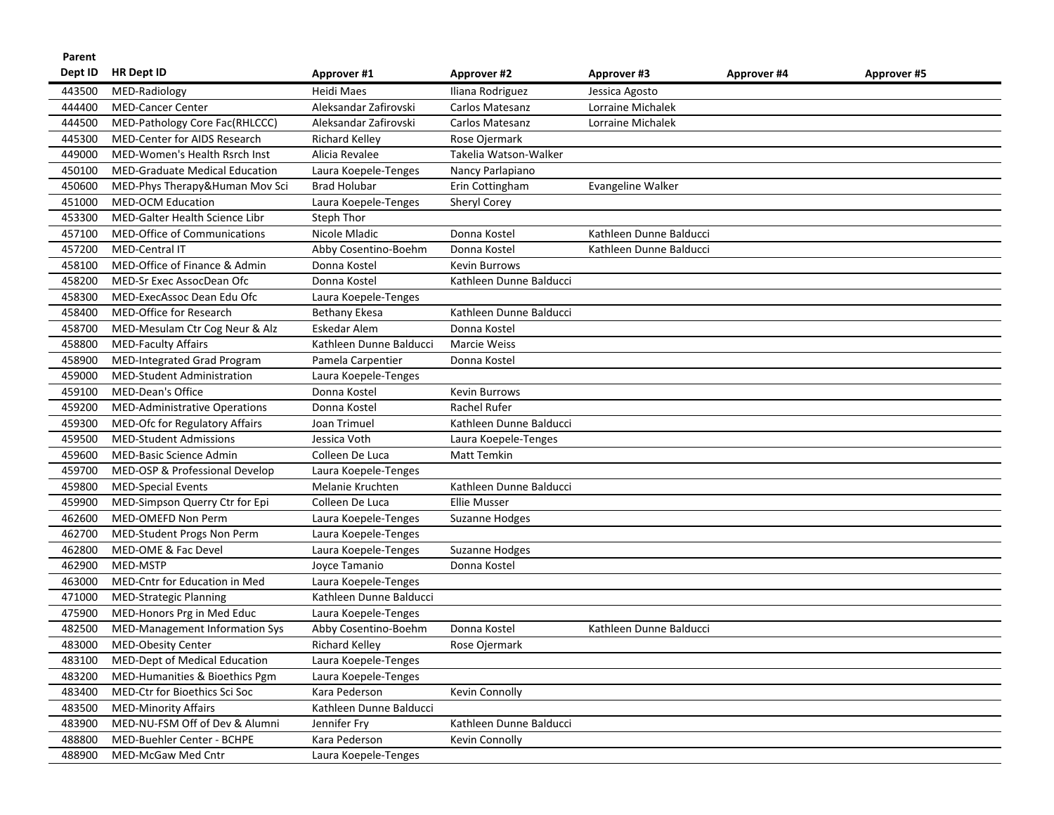| Parent Dept ID | HR Dept ID | Approver #1 | Approver #2 | Approver #3 | Approver #4 | Approver #5 |
|---|---|---|---|---|---|---|
| 443500 | MED-Radiology | Heidi Maes | Iliana Rodriguez | Jessica Agosto | | |
| 444400 | MED-Cancer Center | Aleksandar Zafirovski | Carlos Matesanz | Lorraine Michalek | | |
| 444500 | MED-Pathology Core Fac(RHLCCC) | Aleksandar Zafirovski | Carlos Matesanz | Lorraine Michalek | | |
| 445300 | MED-Center for AIDS Research | Richard Kelley | Rose Ojermark | | | |
| 449000 | MED-Women's Health Rsrch Inst | Alicia Revalee | Takelia Watson-Walker | | | |
| 450100 | MED-Graduate Medical Education | Laura Koepele-Tenges | Nancy Parlapiano | | | |
| 450600 | MED-Phys Therapy&Human Mov Sci | Brad Holubar | Erin Cottingham | Evangeline Walker | | |
| 451000 | MED-OCM Education | Laura Koepele-Tenges | Sheryl Corey | | | |
| 453300 | MED-Galter Health Science Libr | Steph Thor | | | | |
| 457100 | MED-Office of Communications | Nicole Mladic | Donna Kostel | Kathleen Dunne Balducci | | |
| 457200 | MED-Central IT | Abby Cosentino-Boehm | Donna Kostel | Kathleen Dunne Balducci | | |
| 458100 | MED-Office of Finance & Admin | Donna Kostel | Kevin Burrows | | | |
| 458200 | MED-Sr Exec AssocDean Ofc | Donna Kostel | Kathleen Dunne Balducci | | | |
| 458300 | MED-ExecAssoc Dean Edu Ofc | Laura Koepele-Tenges | | | | |
| 458400 | MED-Office for Research | Bethany Ekesa | Kathleen Dunne Balducci | | | |
| 458700 | MED-Mesulam Ctr Cog Neur & Alz | Eskedar Alem | Donna Kostel | | | |
| 458800 | MED-Faculty Affairs | Kathleen Dunne Balducci | Marcie Weiss | | | |
| 458900 | MED-Integrated Grad Program | Pamela Carpentier | Donna Kostel | | | |
| 459000 | MED-Student Administration | Laura Koepele-Tenges | | | | |
| 459100 | MED-Dean's Office | Donna Kostel | Kevin Burrows | | | |
| 459200 | MED-Administrative Operations | Donna Kostel | Rachel Rufer | | | |
| 459300 | MED-Ofc for Regulatory Affairs | Joan Trimuel | Kathleen Dunne Balducci | | | |
| 459500 | MED-Student Admissions | Jessica Voth | Laura Koepele-Tenges | | | |
| 459600 | MED-Basic Science Admin | Colleen De Luca | Matt Temkin | | | |
| 459700 | MED-OSP & Professional Develop | Laura Koepele-Tenges | | | | |
| 459800 | MED-Special Events | Melanie Kruchten | Kathleen Dunne Balducci | | | |
| 459900 | MED-Simpson Querry Ctr for Epi | Colleen De Luca | Ellie Musser | | | |
| 462600 | MED-OMEFD Non Perm | Laura Koepele-Tenges | Suzanne Hodges | | | |
| 462700 | MED-Student Progs Non Perm | Laura Koepele-Tenges | | | | |
| 462800 | MED-OME & Fac Devel | Laura Koepele-Tenges | Suzanne Hodges | | | |
| 462900 | MED-MSTP | Joyce Tamanio | Donna Kostel | | | |
| 463000 | MED-Cntr for Education in Med | Laura Koepele-Tenges | | | | |
| 471000 | MED-Strategic Planning | Kathleen Dunne Balducci | | | | |
| 475900 | MED-Honors Prg in Med Educ | Laura Koepele-Tenges | | | | |
| 482500 | MED-Management Information Sys | Abby Cosentino-Boehm | Donna Kostel | Kathleen Dunne Balducci | | |
| 483000 | MED-Obesity Center | Richard Kelley | Rose Ojermark | | | |
| 483100 | MED-Dept of Medical Education | Laura Koepele-Tenges | | | | |
| 483200 | MED-Humanities & Bioethics Pgm | Laura Koepele-Tenges | | | | |
| 483400 | MED-Ctr for Bioethics Sci Soc | Kara Pederson | Kevin Connolly | | | |
| 483500 | MED-Minority Affairs | Kathleen Dunne Balducci | | | | |
| 483900 | MED-NU-FSM Off of Dev & Alumni | Jennifer Fry | Kathleen Dunne Balducci | | | |
| 488800 | MED-Buehler Center - BCHPE | Kara Pederson | Kevin Connolly | | | |
| 488900 | MED-McGaw Med Cntr | Laura Koepele-Tenges | | | | |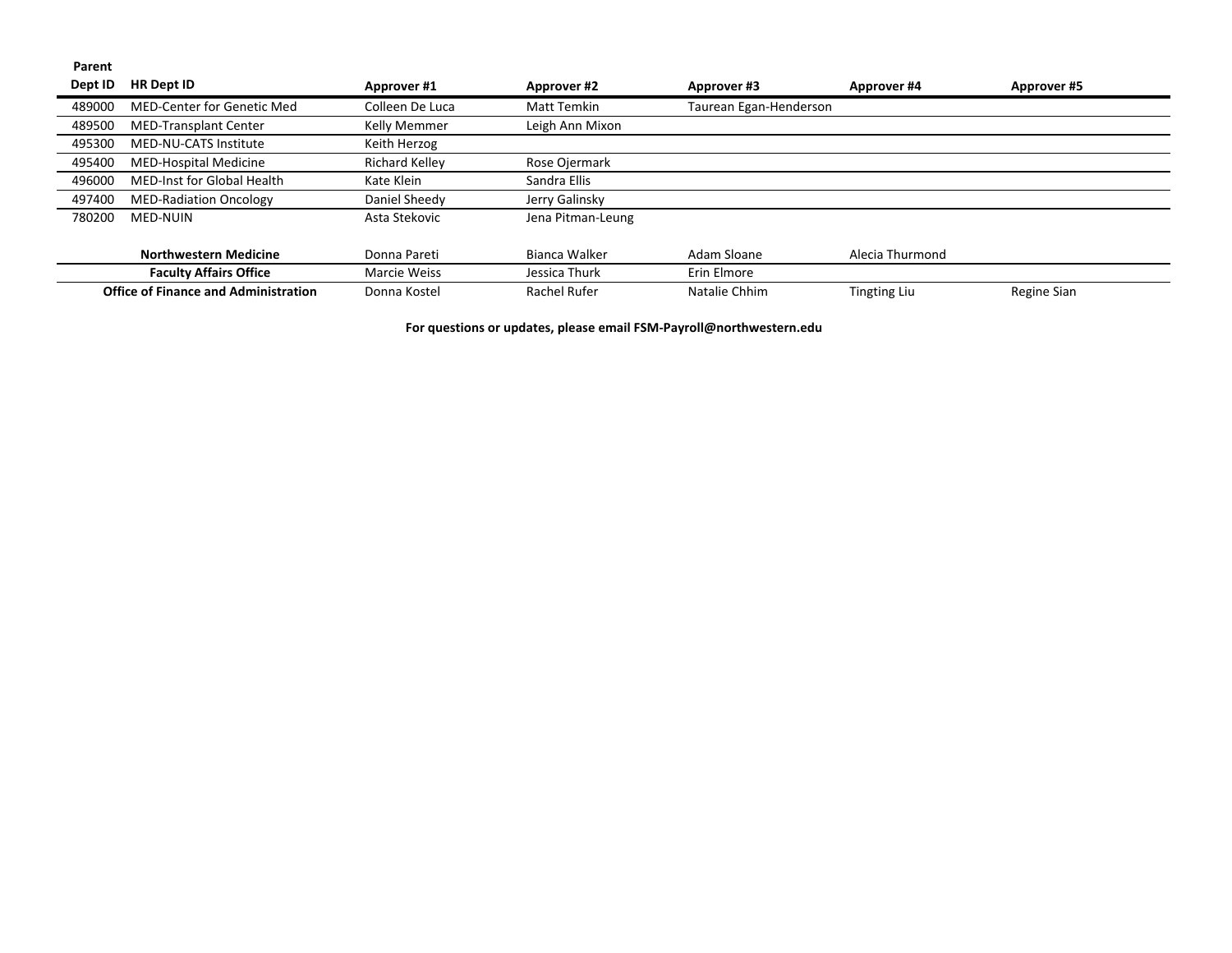| Parent Dept ID | HR Dept ID | Approver #1 | Approver #2 | Approver #3 | Approver #4 | Approver #5 |
| --- | --- | --- | --- | --- | --- | --- |
| 489000 | MED-Center for Genetic Med | Colleen De Luca | Matt Temkin | Taurean Egan-Henderson | | |
| 489500 | MED-Transplant Center | Kelly Memmer | Leigh Ann Mixon | | | |
| 495300 | MED-NU-CATS Institute | Keith Herzog | | | | |
| 495400 | MED-Hospital Medicine | Richard Kelley | Rose Ojermark | | | |
| 496000 | MED-Inst for Global Health | Kate Klein | Sandra Ellis | | | |
| 497400 | MED-Radiation Oncology | Daniel Sheedy | Jerry Galinsky | | | |
| 780200 | MED-NUIN | Asta Stekovic | Jena Pitman-Leung | | | |
| | **Northwestern Medicine** | Donna Pareti | Bianca Walker | Adam Sloane | Alecia Thurmond | |
| | **Faculty Affairs Office** | Marcie Weiss | Jessica Thurk | Erin Elmore | | |
| | **Office of Finance and Administration** | Donna Kostel | Rachel Rufer | Natalie Chhim | Tingting Liu | Regine Sian |

**For questions or updates, please email FSM-Payroll@northwestern.edu**